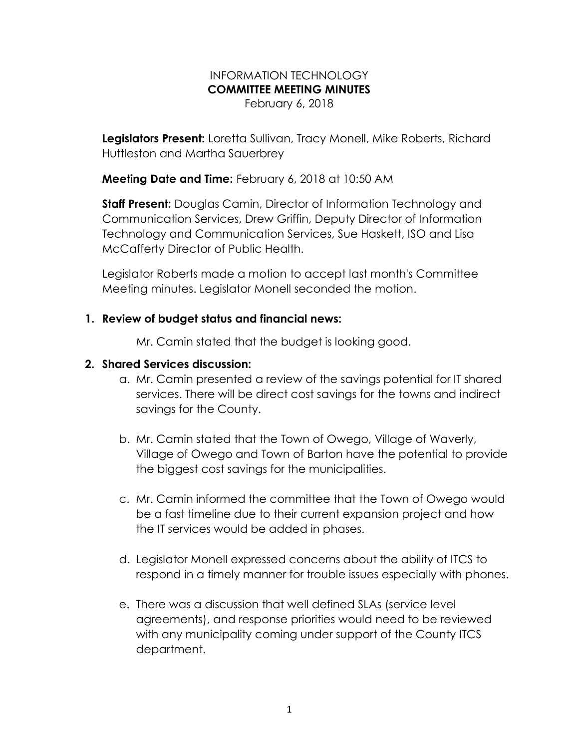# INFORMATION TECHNOLOGY
# COMMITTEE MEETING MINUTES

February 6, 2018

**Legislators Present:** Loretta Sullivan, Tracy Monell, Mike Roberts, Richard Huttleston and Martha Sauerbrey

**Meeting Date and Time:** February 6, 2018 at 10:50 AM

**Staff Present:** Douglas Camin, Director of Information Technology and Communication Services, Drew Griffin, Deputy Director of Information Technology and Communication Services, Sue Haskett, ISO and Lisa McCafferty Director of Public Health.

Legislator Roberts made a motion to accept last month's Committee Meeting minutes. Legislator Monell seconded the motion.

1. **Review of budget status and financial news:**

   Mr. Camin stated that the budget is looking good.

2. **Shared Services discussion:**
   a. Mr. Camin presented a review of the savings potential for IT shared services. There will be direct cost savings for the towns and indirect savings for the County.

   b. Mr. Camin stated that the Town of Owego, Village of Waverly, Village of Owego and Town of Barton have the potential to provide the biggest cost savings for the municipalities.

   c. Mr. Camin informed the committee that the Town of Owego would be a fast timeline due to their current expansion project and how the IT services would be added in phases.

   d. Legislator Monell expressed concerns about the ability of ITCS to respond in a timely manner for trouble issues especially with phones.

   e. There was a discussion that well defined SLAs (service level agreements), and response priorities would need to be reviewed with any municipality coming under support of the County ITCS department.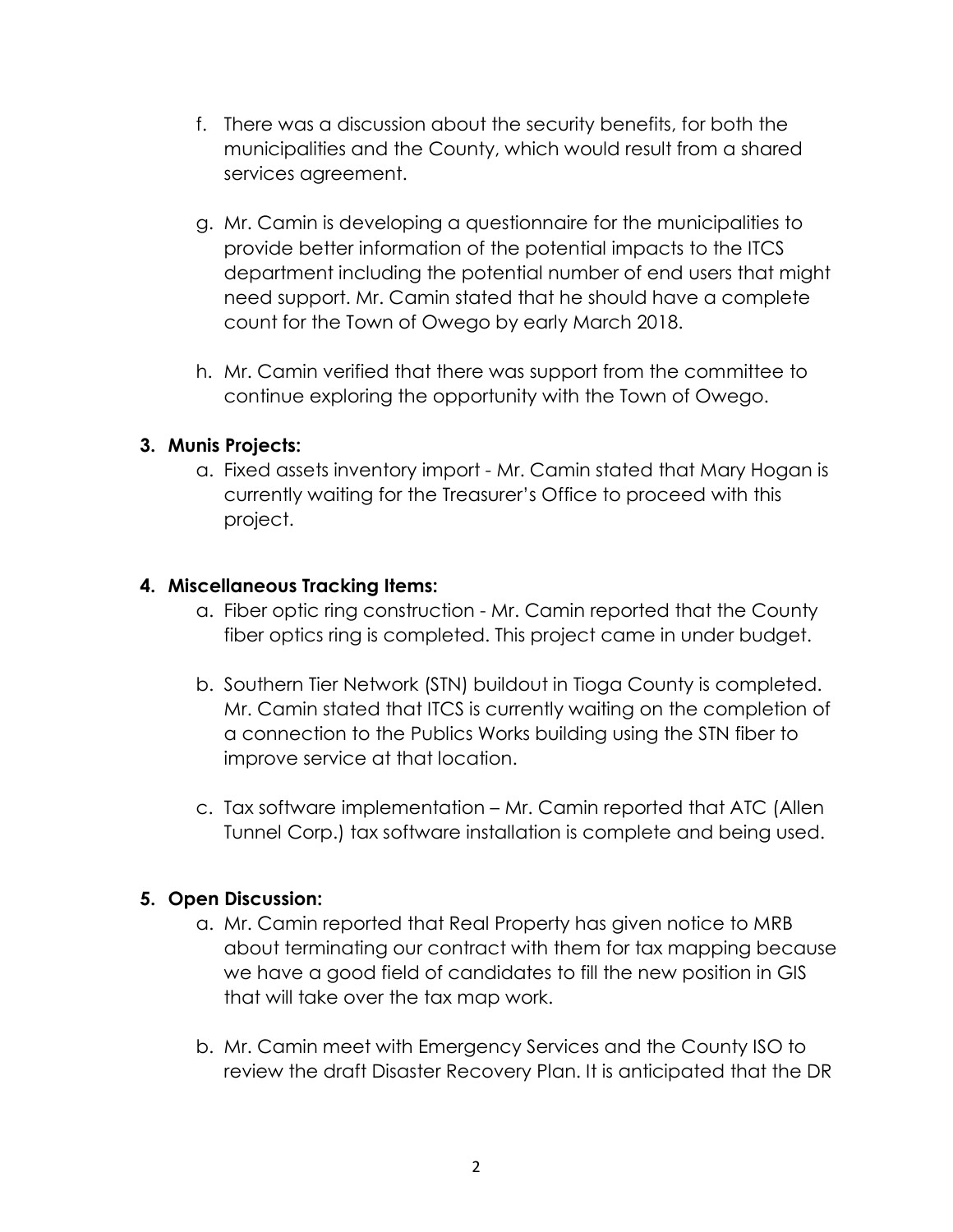f. There was a discussion about the security benefits, for both the municipalities and the County, which would result from a shared services agreement.

g. Mr. Camin is developing a questionnaire for the municipalities to provide better information of the potential impacts to the ITCS department including the potential number of end users that might need support. Mr. Camin stated that he should have a complete count for the Town of Owego by early March 2018.

h. Mr. Camin verified that there was support from the committee to continue exploring the opportunity with the Town of Owego.

**3. Munis Projects:**

a. Fixed assets inventory import - Mr. Camin stated that Mary Hogan is currently waiting for the Treasurer's Office to proceed with this project.

**4. Miscellaneous Tracking Items:**

a. Fiber optic ring construction - Mr. Camin reported that the County fiber optics ring is completed. This project came in under budget.

b. Southern Tier Network (STN) buildout in Tioga County is completed. Mr. Camin stated that ITCS is currently waiting on the completion of a connection to the Publics Works building using the STN fiber to improve service at that location.

c. Tax software implementation – Mr. Camin reported that ATC (Allen Tunnel Corp.) tax software installation is complete and being used.

**5. Open Discussion:**

a. Mr. Camin reported that Real Property has given notice to MRB about terminating our contract with them for tax mapping because we have a good field of candidates to fill the new position in GIS that will take over the tax map work.

b. Mr. Camin meet with Emergency Services and the County ISO to review the draft Disaster Recovery Plan. It is anticipated that the DR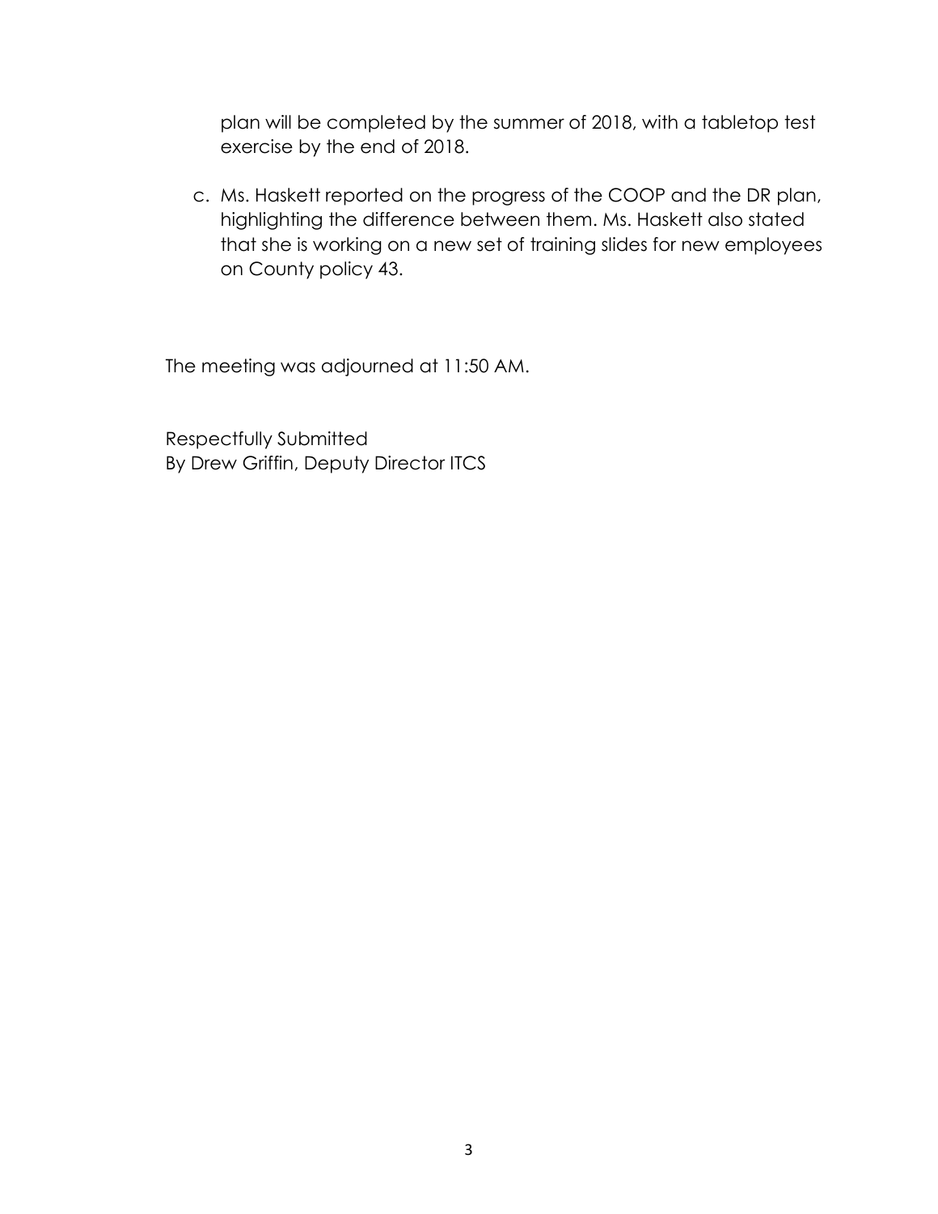plan will be completed by the summer of 2018, with a tabletop test exercise by the end of 2018.

c. Ms. Haskett reported on the progress of the COOP and the DR plan, highlighting the difference between them. Ms. Haskett also stated that she is working on a new set of training slides for new employees on County policy 43.

The meeting was adjourned at 11:50 AM.

Respectfully Submitted
By Drew Griffin, Deputy Director ITCS